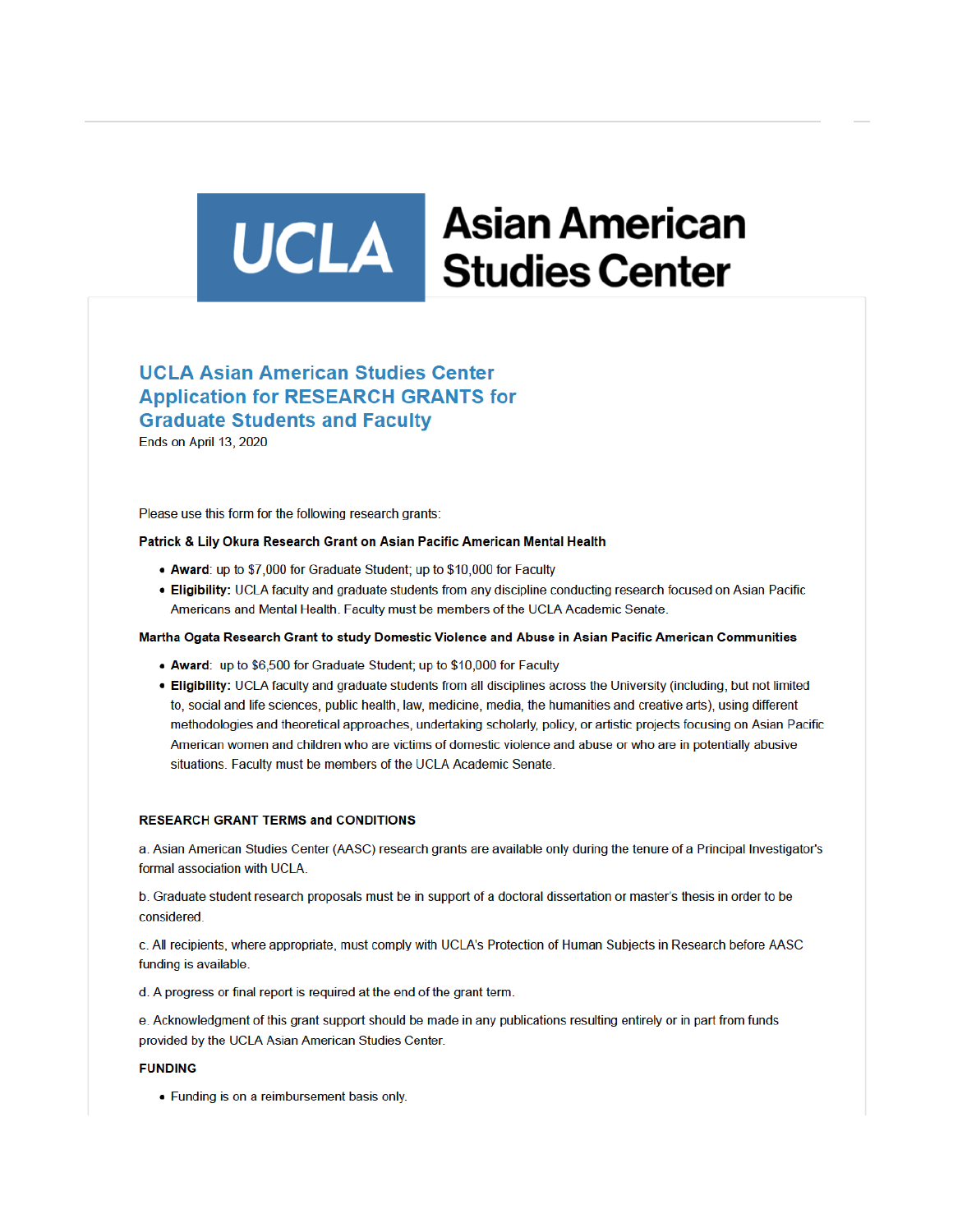UCLA Asian American Studies Center

# UCLA Asian American Studies Center Application for RESEARCH GRANTS for Graduate Students and Faculty

Ends on April 13, 2020

Please use this form for the following research grants:

**Patrick & Lily Okura Research Grant on Asian Pacific American Mental Health**

- **Award**: up to $7,000 for Graduate Student; up to $10,000 for Faculty
- **Eligibility:** UCLA faculty and graduate students from any discipline conducting research focused on Asian Pacific Americans and Mental Health. Faculty must be members of the UCLA Academic Senate.

**Martha Ogata Research Grant to study Domestic Violence and Abuse in Asian Pacific American Communities**

- **Award**: up to $6,500 for Graduate Student; up to $10,000 for Faculty
- **Eligibility:** UCLA faculty and graduate students from all disciplines across the University (including, but not limited to, social and life sciences, public health, law, medicine, media, the humanities and creative arts), using different methodologies and theoretical approaches, undertaking scholarly, policy, or artistic projects focusing on Asian Pacific American women and children who are victims of domestic violence and abuse or who are in potentially abusive situations. Faculty must be members of the UCLA Academic Senate.

**RESEARCH GRANT TERMS and CONDITIONS**

a. Asian American Studies Center (AASC) research grants are available only during the tenure of a Principal Investigator's formal association with UCLA.

b. Graduate student research proposals must be in support of a doctoral dissertation or master's thesis in order to be considered.

c. All recipients, where appropriate, must comply with UCLA's Protection of Human Subjects in Research before AASC funding is available.

d. A progress or final report is required at the end of the grant term.

e. Acknowledgment of this grant support should be made in any publications resulting entirely or in part from funds provided by the UCLA Asian American Studies Center.

**FUNDING**

- Funding is on a reimbursement basis only.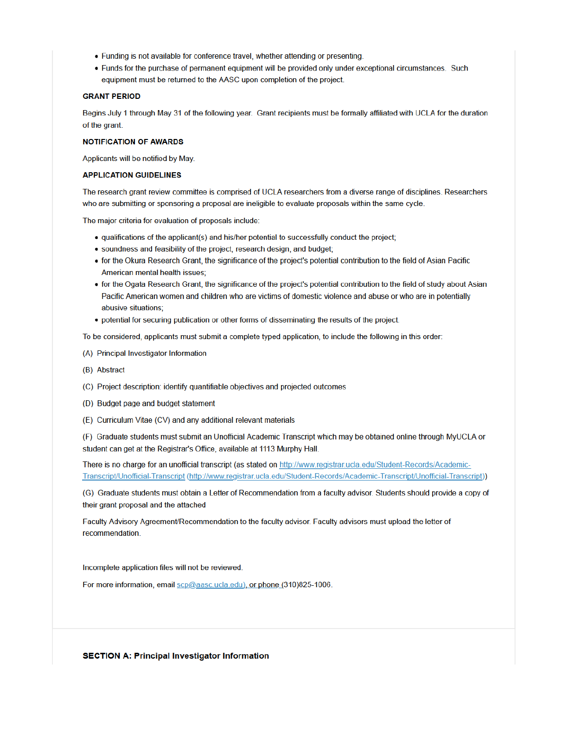- Funding is not available for conference travel, whether attending or presenting.
- Funds for the purchase of permanent equipment will be provided only under exceptional circumstances. Such equipment must be returned to the AASC upon completion of the project.

**GRANT PERIOD**

Begins July 1 through May 31 of the following year. Grant recipients must be formally affiliated with UCLA for the duration of the grant.

**NOTIFICATION OF AWARDS**

Applicants will be notified by May.

**APPLICATION GUIDELINES**

The research grant review committee is comprised of UCLA researchers from a diverse range of disciplines. Researchers who are submitting or sponsoring a proposal are ineligible to evaluate proposals within the same cycle.

The major criteria for evaluation of proposals include:

- qualifications of the applicant(s) and his/her potential to successfully conduct the project;
- soundness and feasibility of the project, research design, and budget;
- for the Okura Research Grant, the significance of the project's potential contribution to the field of Asian Pacific American mental health issues;
- for the Ogata Research Grant, the significance of the project's potential contribution to the field of study about Asian Pacific American women and children who are victims of domestic violence and abuse or who are in potentially abusive situations;
- potential for securing publication or other forms of disseminating the results of the project.

To be considered, applicants must submit a complete typed application, to include the following in this order:

(A) Principal Investigator Information

(B) Abstract

(C) Project description: identify quantifiable objectives and projected outcomes

(D) Budget page and budget statement

(E) Curriculum Vitae (CV) and any additional relevant materials

(F) Graduate students must submit an Unofficial Academic Transcript which may be obtained online through MyUCLA or student can get at the Registrar's Office, available at 1113 Murphy Hall.

There is no charge for an unofficial transcript (as stated on http://www.registrar.ucla.edu/Student-Records/Academic-Transcript/Unofficial-Transcript (http://www.registrar.ucla.edu/Student-Records/Academic-Transcript/Unofficial-Transcript))

(G) Graduate students must obtain a Letter of Recommendation from a faculty advisor. Students should provide a copy of their grant proposal and the attached

Faculty Advisory Agreement/Recommendation to the faculty advisor. Faculty advisors must upload the letter of recommendation.

Incomplete application files will not be reviewed.

For more information, email scp@aasc.ucla.edu), or phone (310)825-1006.

**SECTION A: Principal Investigator Information**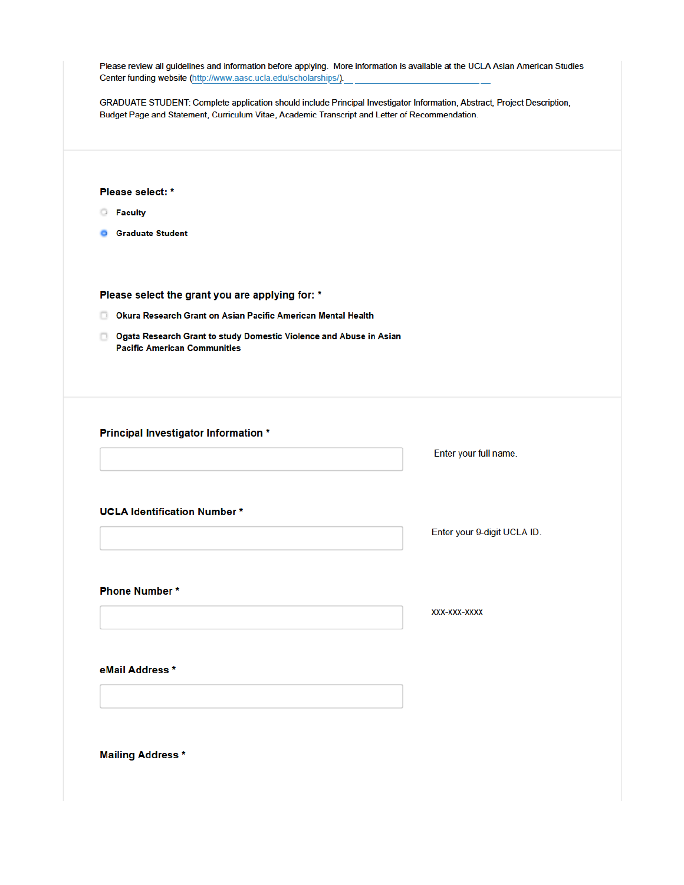Please review all guidelines and information before applying. More information is available at the UCLA Asian American Studies Center funding website (http://www.aasc.ucla.edu/scholarships/).

GRADUATE STUDENT: Complete application should include Principal Investigator Information, Abstract, Project Description, Budget Page and Statement, Curriculum Vitae, Academic Transcript and Letter of Recommendation.

**Please select: ***

- ○ Faculty
- ● Graduate Student

**Please select the grant you are applying for: ***

- ☐ Okura Research Grant on Asian Pacific American Mental Health
- ☐ Ogata Research Grant to study Domestic Violence and Abuse in Asian Pacific American Communities

**Principal Investigator Information ***

[ ] Enter your full name.

**UCLA Identification Number ***

[ ] Enter your 9-digit UCLA ID.

**Phone Number ***

[ ] xxx-xxx-xxxx

**eMail Address ***

[ ]

**Mailing Address ***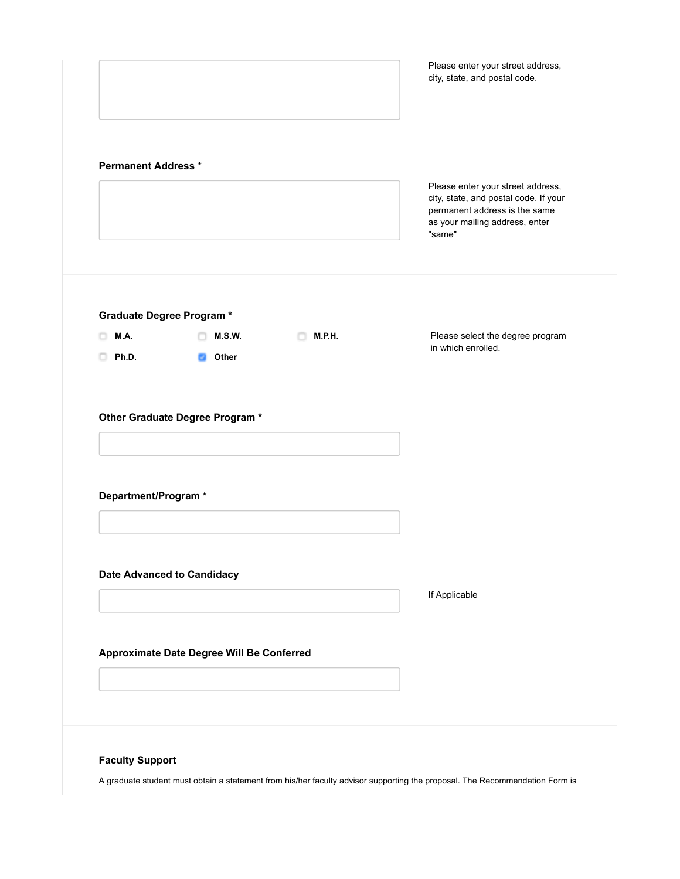Please enter your street address, city, state, and postal code.

**Permanent Address ***

Please enter your street address, city, state, and postal code. If your permanent address is the same as your mailing address, enter "same"

**Graduate Degree Program ***

- [ ] **M.A.**
- [ ] **M.S.W.**
- [ ] **M.P.H.**
- [ ] **Ph.D.**
- [x] **Other**

Please select the degree program in which enrolled.

**Other Graduate Degree Program ***

**Department/Program ***

**Date Advanced to Candidacy**

If Applicable

**Approximate Date Degree Will Be Conferred**

**Faculty Support**

A graduate student must obtain a statement from his/her faculty advisor supporting the proposal. The Recommendation Form is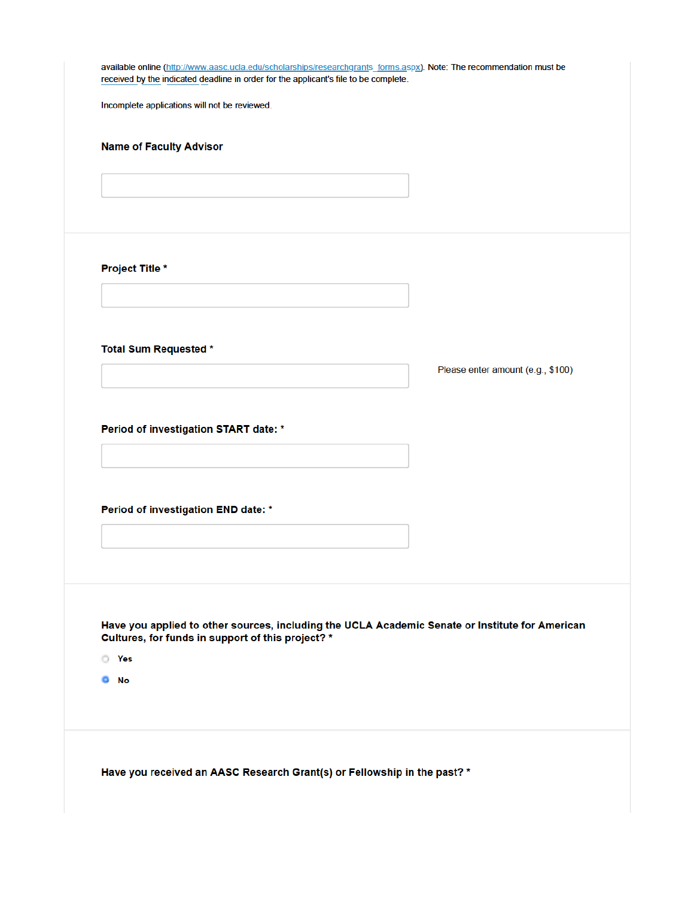available online (http://www.aasc.ucla.edu/scholarships/researchgrants_forms.aspx). Note: The recommendation must be received by the indicated deadline in order for the applicant's file to be complete.

Incomplete applications will not be reviewed.

**Name of Faculty Advisor**

&nbsp;

**Project Title ***

&nbsp;

**Total Sum Requested ***

Please enter amount (e.g., $100)

**Period of investigation START date: ***

&nbsp;

**Period of investigation END date: ***

&nbsp;

**Have you applied to other sources, including the UCLA Academic Senate or Institute for American Cultures, for funds in support of this project? ***

- ○ Yes
- ● No

**Have you received an AASC Research Grant(s) or Fellowship in the past? ***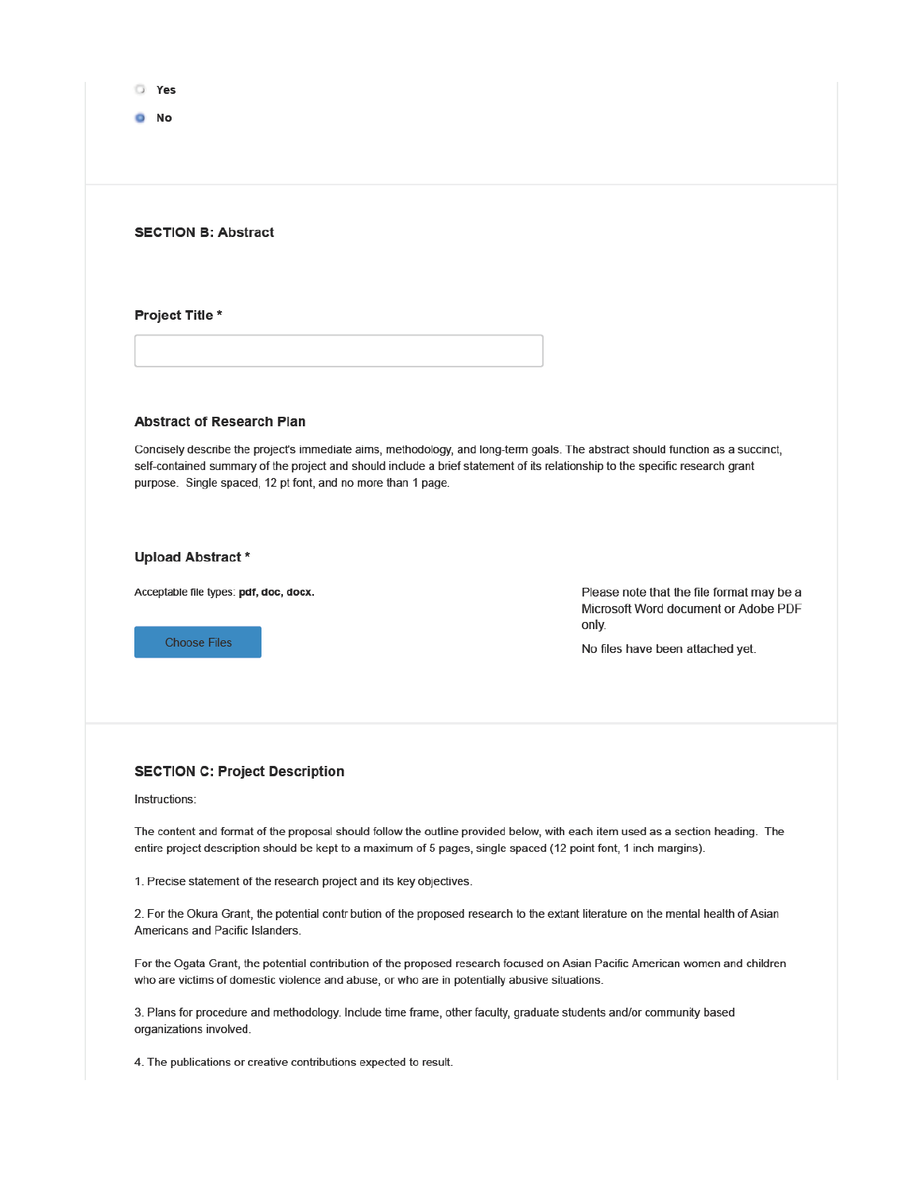- ○ Yes
- ● No

### SECTION B: Abstract

**Project Title ***

**Abstract of Research Plan**

Concisely describe the project's immediate aims, methodology, and long-term goals. The abstract should function as a succinct, self-contained summary of the project and should include a brief statement of its relationship to the specific research grant purpose. Single spaced, 12 pt font, and no more than 1 page.

**Upload Abstract ***

Acceptable file types: **pdf, doc, docx.**

Choose Files

Please note that the file format may be a Microsoft Word document or Adobe PDF only.

No files have been attached yet.

### SECTION C: Project Description

Instructions:

The content and format of the proposal should follow the outline provided below, with each item used as a section heading. The entire project description should be kept to a maximum of 5 pages, single spaced (12 point font, 1 inch margins).

1. Precise statement of the research project and its key objectives.

2. For the Okura Grant, the potential contr bution of the proposed research to the extant literature on the mental health of Asian Americans and Pacific Islanders.

For the Ogata Grant, the potential contribution of the proposed research focused on Asian Pacific American women and children who are victims of domestic violence and abuse, or who are in potentially abusive situations.

3. Plans for procedure and methodology. Include time frame, other faculty, graduate students and/or community based organizations involved.

4. The publications or creative contributions expected to result.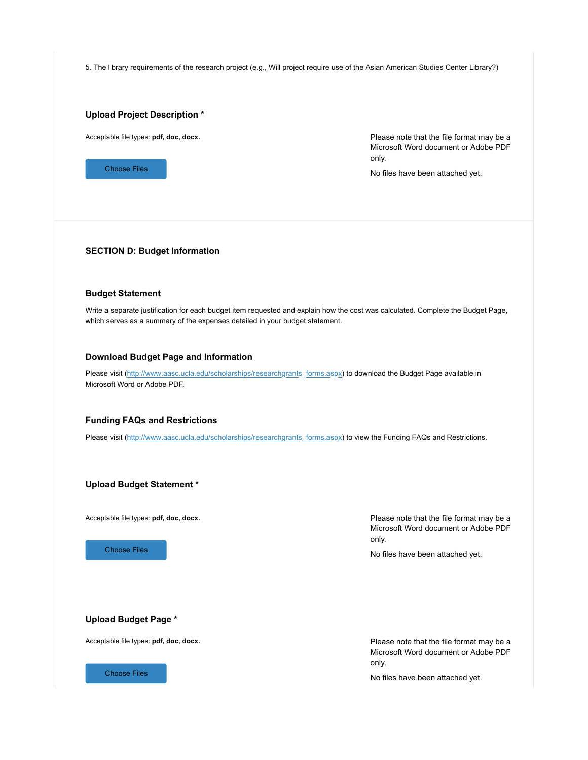5. The l brary requirements of the research project (e.g., Will project require use of the Asian American Studies Center Library?)

### Upload Project Description *

Acceptable file types: **pdf, doc, docx.**

Choose Files

Please note that the file format may be a Microsoft Word document or Adobe PDF only.

No files have been attached yet.

## SECTION D: Budget Information

### Budget Statement

Write a separate justification for each budget item requested and explain how the cost was calculated. Complete the Budget Page, which serves as a summary of the expenses detailed in your budget statement.

### Download Budget Page and Information

Please visit (http://www.aasc.ucla.edu/scholarships/researchgrants_forms.aspx) to download the Budget Page available in Microsoft Word or Adobe PDF.

### Funding FAQs and Restrictions

Please visit (http://www.aasc.ucla.edu/scholarships/researchgrants_forms.aspx) to view the Funding FAQs and Restrictions.

### Upload Budget Statement *

Acceptable file types: **pdf, doc, docx.**

Choose Files

Please note that the file format may be a Microsoft Word document or Adobe PDF only.

No files have been attached yet.

### Upload Budget Page *

Acceptable file types: **pdf, doc, docx.**

Choose Files

Please note that the file format may be a Microsoft Word document or Adobe PDF only.

No files have been attached yet.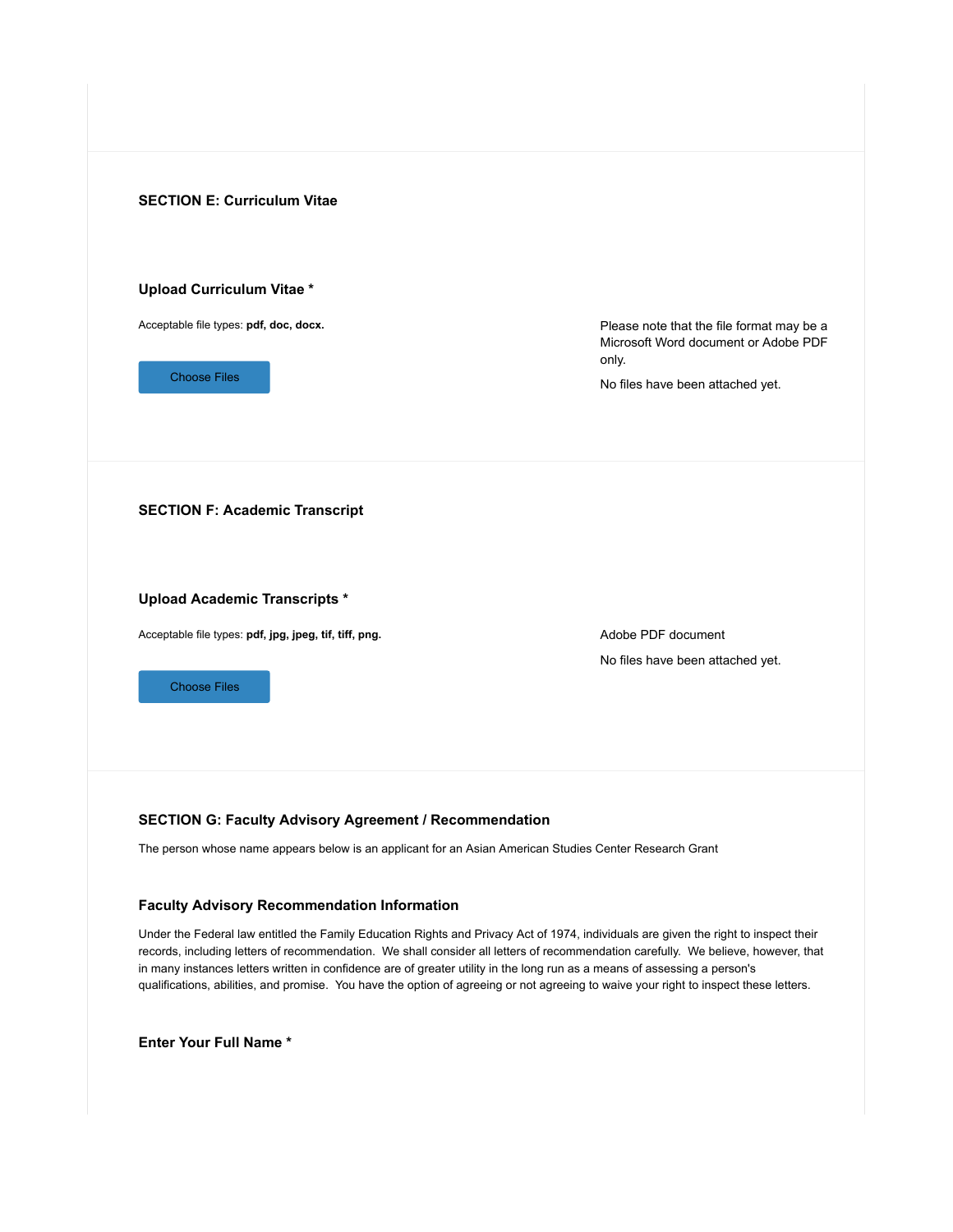### SECTION E: Curriculum Vitae

#### Upload Curriculum Vitae *

Acceptable file types: **pdf, doc, docx.**

Choose Files

Please note that the file format may be a Microsoft Word document or Adobe PDF only.

No files have been attached yet.

### SECTION F: Academic Transcript

#### Upload Academic Transcripts *

Acceptable file types: **pdf, jpg, jpeg, tif, tiff, png.**

Choose Files

Adobe PDF document

No files have been attached yet.

### SECTION G: Faculty Advisory Agreement / Recommendation

The person whose name appears below is an applicant for an Asian American Studies Center Research Grant

#### Faculty Advisory Recommendation Information

Under the Federal law entitled the Family Education Rights and Privacy Act of 1974, individuals are given the right to inspect their records, including letters of recommendation. We shall consider all letters of recommendation carefully. We believe, however, that in many instances letters written in confidence are of greater utility in the long run as a means of assessing a person's qualifications, abilities, and promise. You have the option of agreeing or not agreeing to waive your right to inspect these letters.

#### Enter Your Full Name *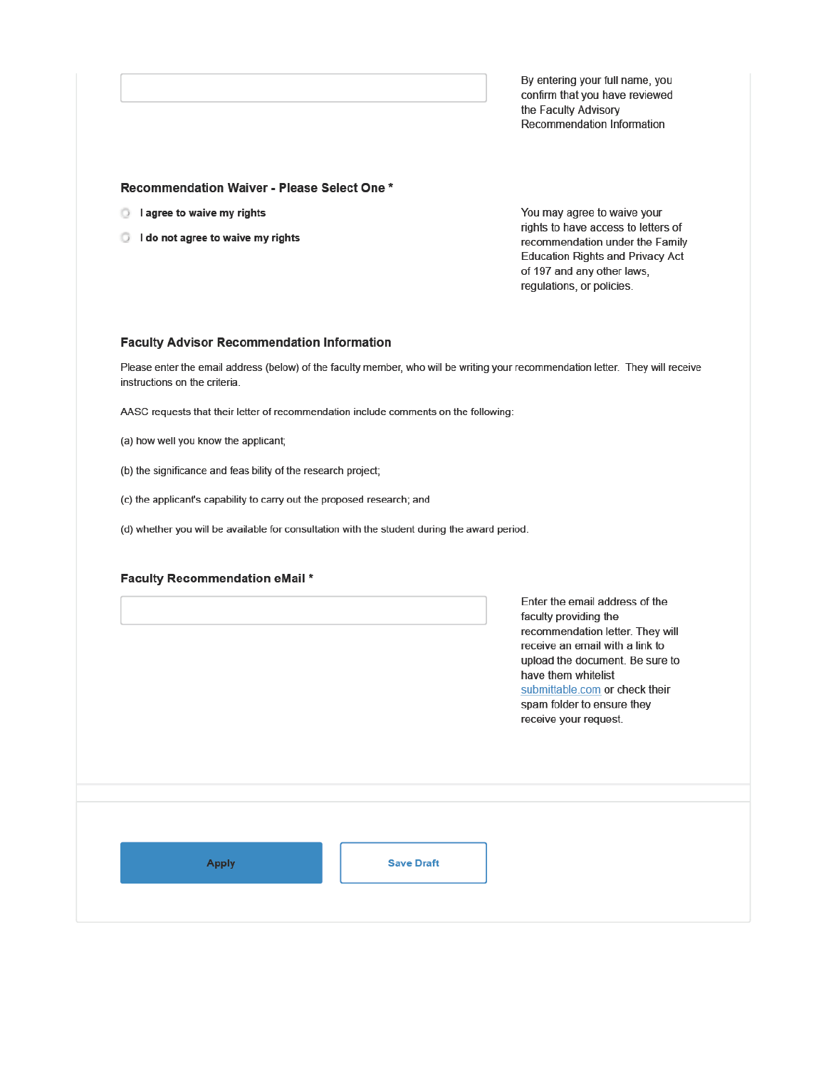By entering your full name, you confirm that you have reviewed the Faculty Advisory Recommendation Information

**Recommendation Waiver - Please Select One ***

- I agree to waive my rights
- I do not agree to waive my rights

You may agree to waive your rights to have access to letters of recommendation under the Family Education Rights and Privacy Act of 197 and any other laws, regulations, or policies.

**Faculty Advisor Recommendation Information**

Please enter the email address (below) of the faculty member, who will be writing your recommendation letter. They will receive instructions on the criteria.

AASC requests that their letter of recommendation include comments on the following:

(a) how well you know the applicant;

(b) the significance and feas bility of the research project;

(c) the applicant's capability to carry out the proposed research; and

(d) whether you will be available for consultation with the student during the award period.

**Faculty Recommendation eMail ***

Enter the email address of the faculty providing the recommendation letter. They will receive an email with a link to upload the document. Be sure to have them whitelist submittable.com or check their spam folder to ensure they receive your request.

Apply

Save Draft